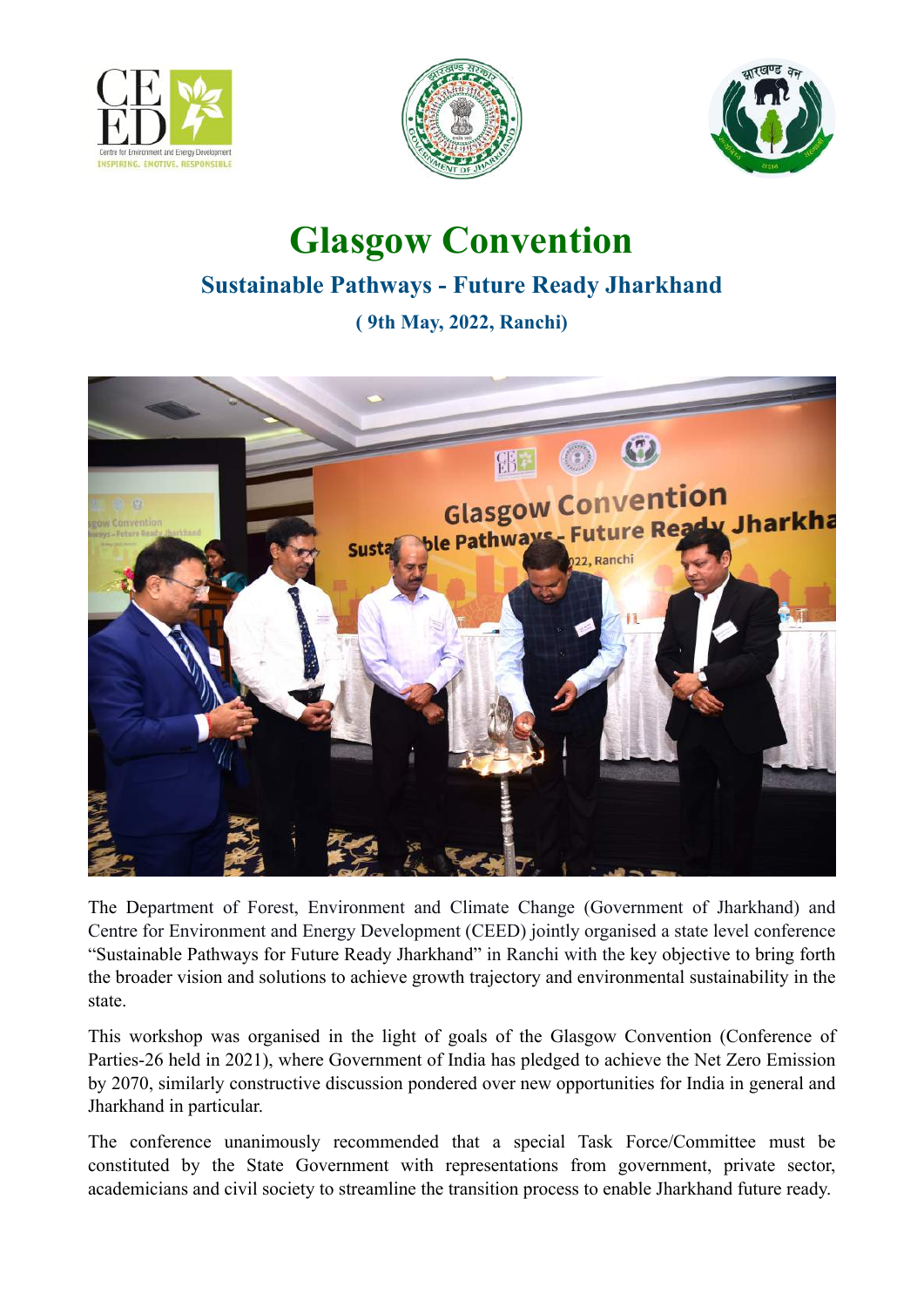# Glasgow Convention

## Sustainable Pathways - Future Ready Jharkhand

**( 9th May, 2022, Ranchi)**

The Department of Forest, Environment and Climate Change (Government of Jharkhand) and Centre for Environment and Energy Development (CEED) jointly organised a state level conference "Sustainable Pathways for Future Ready Jharkhand" in Ranchi with the key objective to bring forth the broader vision and solutions to achieve growth trajectory and environmental sustainability in the state.

This workshop was organised in the light of goals of the Glasgow Convention (Conference of Parties-26 held in 2021), where Government of India has pledged to achieve the Net Zero Emission by 2070, similarly constructive discussion pondered over new opportunities for India in general and Jharkhand in particular.

The conference unanimously recommended that a special Task Force/Committee must be constituted by the State Government with representations from government, private sector, academicians and civil society to streamline the transition process to enable Jharkhand future ready.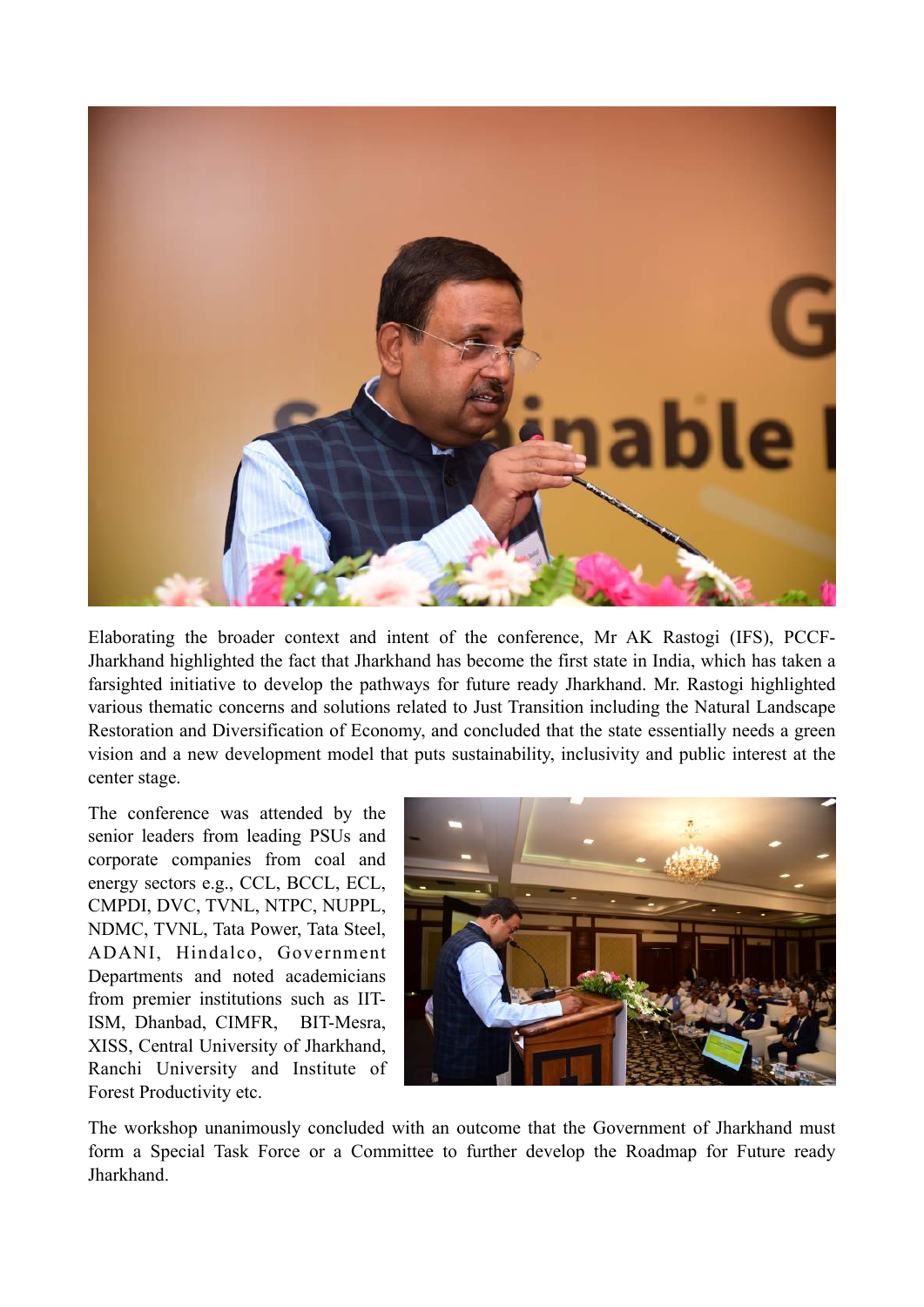Elaborating the broader context and intent of the conference, Mr AK Rastogi (IFS), PCCF-Jharkhand highlighted the fact that Jharkhand has become the first state in India, which has taken a farsighted initiative to develop the pathways for future ready Jharkhand. Mr. Rastogi highlighted various thematic concerns and solutions related to Just Transition including the Natural Landscape Restoration and Diversification of Economy, and concluded that the state essentially needs a green vision and a new development model that puts sustainability, inclusivity and public interest at the center stage.

The conference was attended by the senior leaders from leading PSUs and corporate companies from coal and energy sectors e.g., CCL, BCCL, ECL, CMPDI, DVC, TVNL, NTPC, NUPPL, NDMC, TVNL, Tata Power, Tata Steel, ADANI, Hindalco, Government Departments and noted academicians from premier institutions such as IIT-ISM, Dhanbad, CIMFR, BIT-Mesra, XISS, Central University of Jharkhand, Ranchi University and Institute of Forest Productivity etc.

The workshop unanimously concluded with an outcome that the Government of Jharkhand must form a Special Task Force or a Committee to further develop the Roadmap for Future ready Jharkhand.